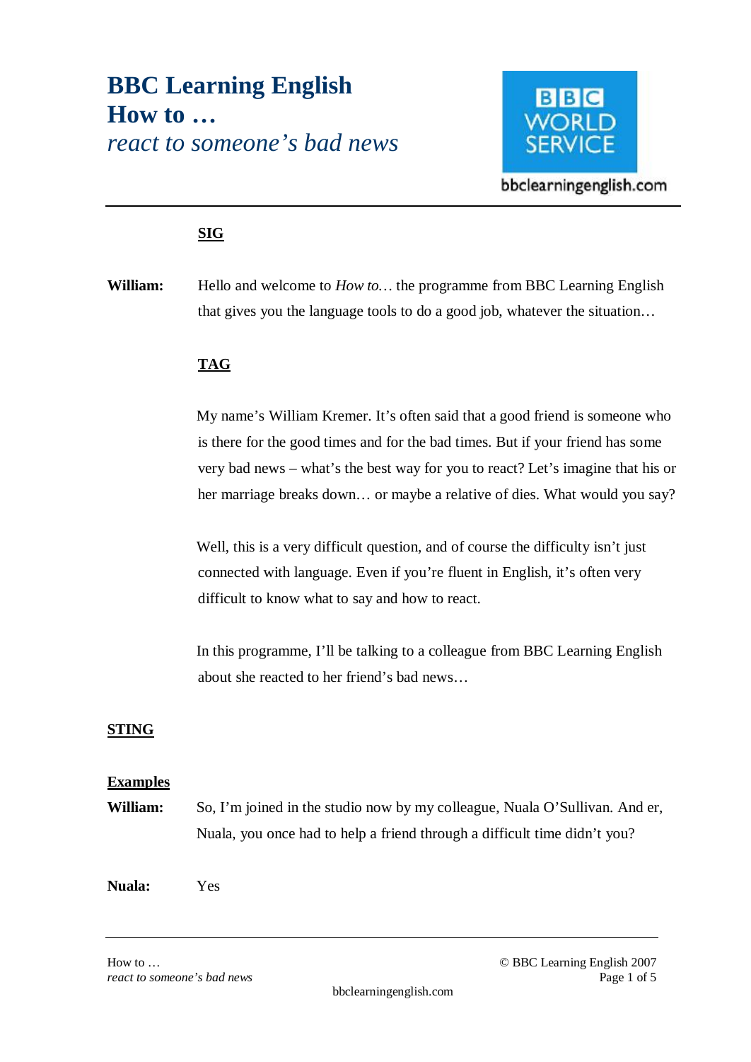# BBC Learning English
# How to …
## *react to someone's bad news*

bbclearningenglish.com

**SIG**

**William:** Hello and welcome to *How to…* the programme from BBC Learning English that gives you the language tools to do a good job, whatever the situation…

**TAG**

My name's William Kremer. It's often said that a good friend is someone who is there for the good times and for the bad times. But if your friend has some very bad news – what's the best way for you to react? Let's imagine that his or her marriage breaks down… or maybe a relative of dies. What would you say?

Well, this is a very difficult question, and of course the difficulty isn't just connected with language. Even if you're fluent in English, it's often very difficult to know what to say and how to react.

In this programme, I'll be talking to a colleague from BBC Learning English about she reacted to her friend's bad news…

**STING**

**Examples**

**William:** So, I'm joined in the studio now by my colleague, Nuala O'Sullivan. And er, Nuala, you once had to help a friend through a difficult time didn't you?

**Nuala:** Yes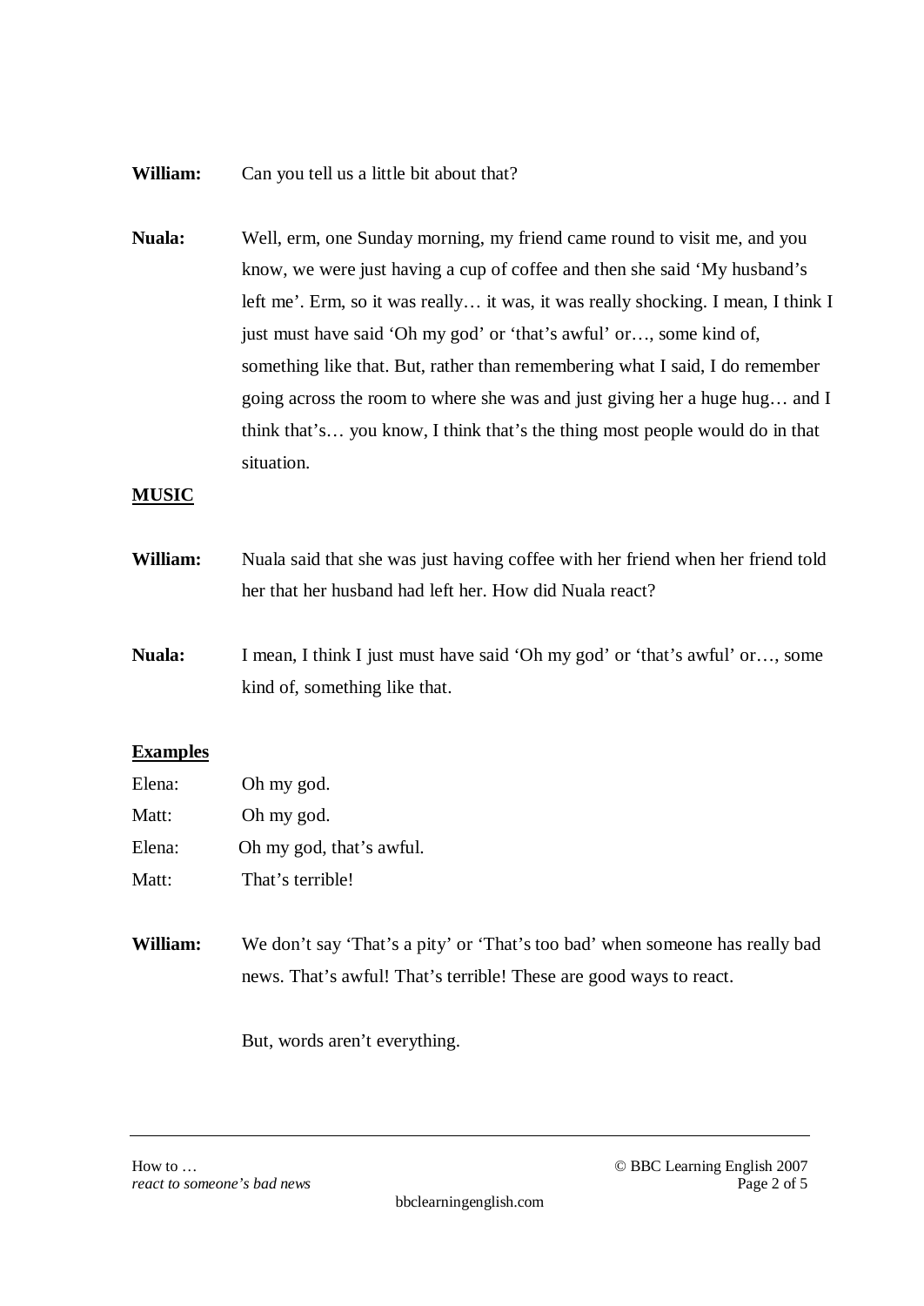**William:** Can you tell us a little bit about that?

**Nuala:** Well, erm, one Sunday morning, my friend came round to visit me, and you know, we were just having a cup of coffee and then she said 'My husband's left me'. Erm, so it was really… it was, it was really shocking. I mean, I think I just must have said 'Oh my god' or 'that's awful' or…, some kind of, something like that. But, rather than remembering what I said, I do remember going across the room to where she was and just giving her a huge hug… and I think that's… you know, I think that's the thing most people would do in that situation.

**MUSIC**

**William:** Nuala said that she was just having coffee with her friend when her friend told her that her husband had left her. How did Nuala react?

**Nuala:** I mean, I think I just must have said 'Oh my god' or 'that's awful' or…, some kind of, something like that.

**Examples**

Elena: Oh my god.
Matt: Oh my god.
Elena: Oh my god, that's awful.
Matt: That's terrible!

**William:** We don't say 'That's a pity' or 'That's too bad' when someone has really bad news. That's awful! That's terrible! These are good ways to react.

But, words aren't everything.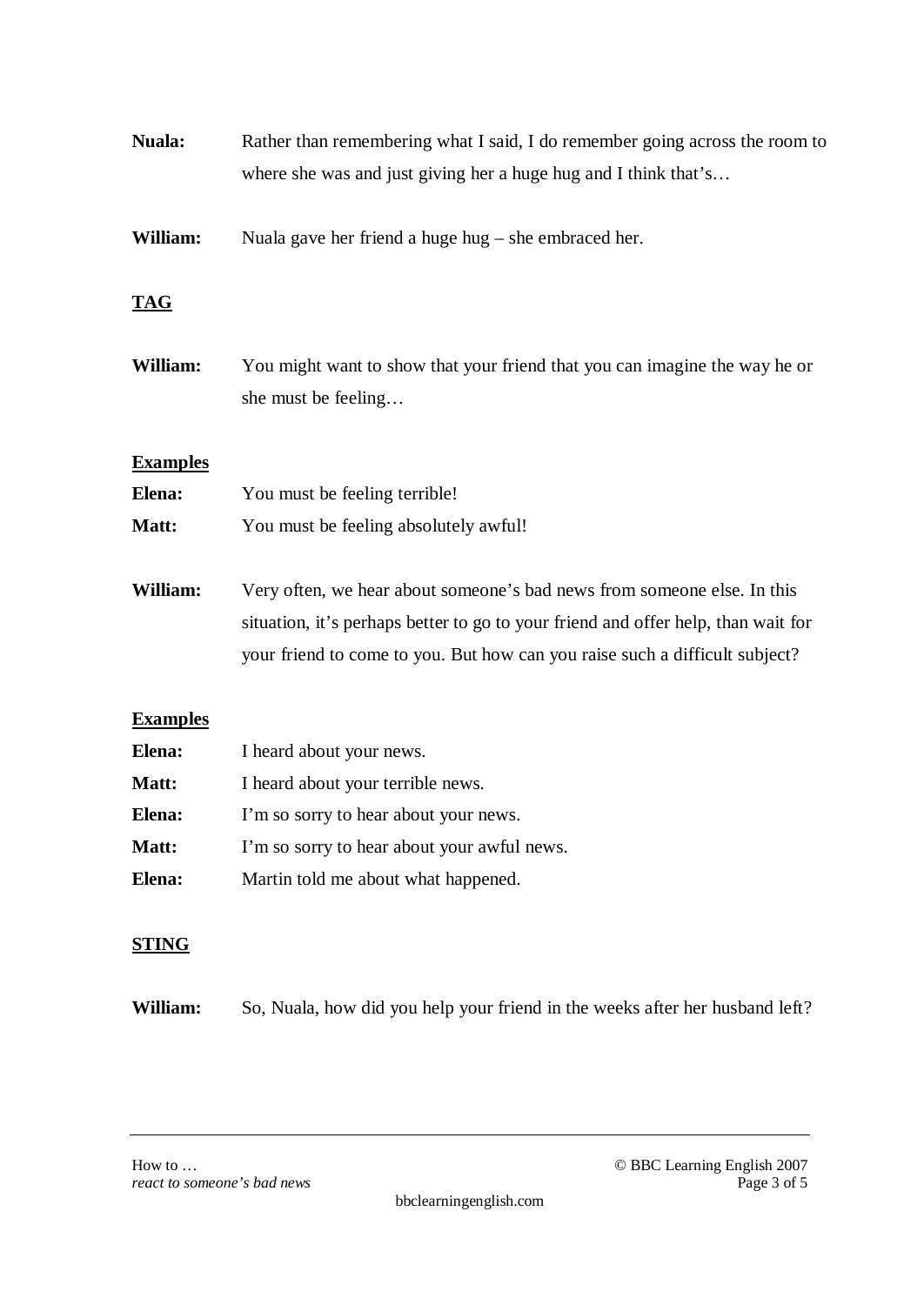**Nuala:** Rather than remembering what I said, I do remember going across the room to where she was and just giving her a huge hug and I think that's…

**William:** Nuala gave her friend a huge hug – she embraced her.

**TAG**

**William:** You might want to show that your friend that you can imagine the way he or she must be feeling…

**Examples**

**Elena:** You must be feeling terrible!

**Matt:** You must be feeling absolutely awful!

**William:** Very often, we hear about someone's bad news from someone else. In this situation, it's perhaps better to go to your friend and offer help, than wait for your friend to come to you. But how can you raise such a difficult subject?

**Examples**

**Elena:** I heard about your news.

**Matt:** I heard about your terrible news.

**Elena:** I'm so sorry to hear about your news.

**Matt:** I'm so sorry to hear about your awful news.

**Elena:** Martin told me about what happened.

**STING**

**William:** So, Nuala, how did you help your friend in the weeks after her husband left?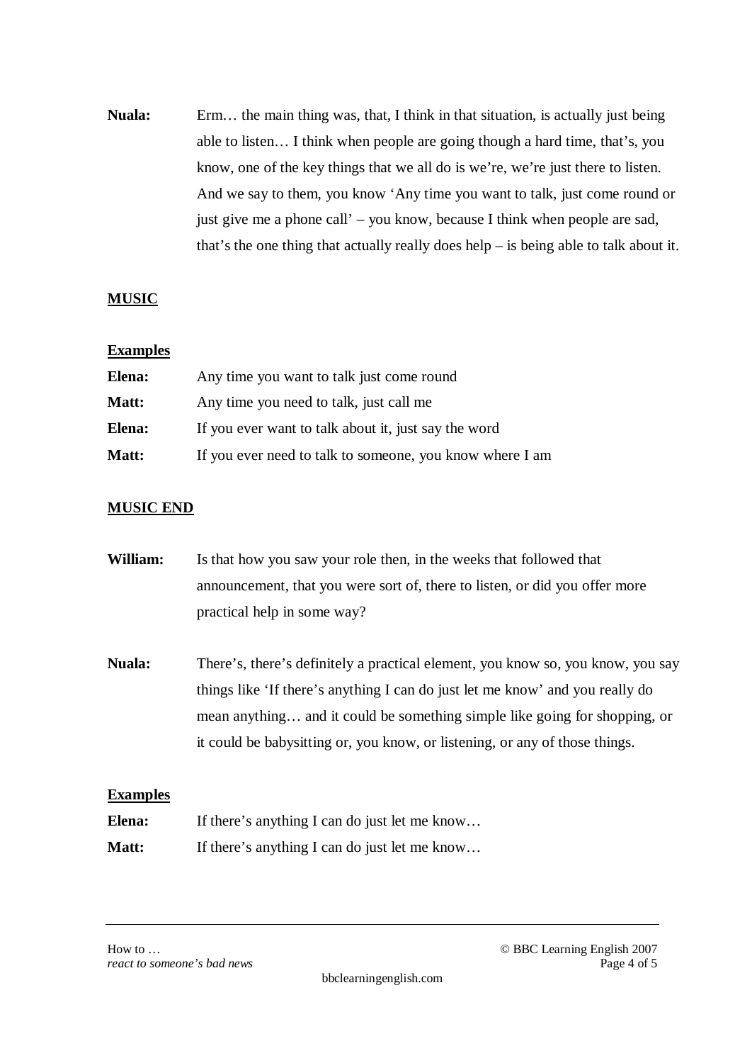**Nuala:** Erm… the main thing was, that, I think in that situation, is actually just being able to listen… I think when people are going though a hard time, that's, you know, one of the key things that we all do is we're, we're just there to listen. And we say to them, you know 'Any time you want to talk, just come round or just give me a phone call' – you know, because I think when people are sad, that's the one thing that actually really does help – is being able to talk about it.

**MUSIC**

**Examples**

**Elena:** Any time you want to talk just come round

**Matt:** Any time you need to talk, just call me

**Elena:** If you ever want to talk about it, just say the word

**Matt:** If you ever need to talk to someone, you know where I am

**MUSIC END**

**William:** Is that how you saw your role then, in the weeks that followed that announcement, that you were sort of, there to listen, or did you offer more practical help in some way?

**Nuala:** There's, there's definitely a practical element, you know so, you know, you say things like 'If there's anything I can do just let me know' and you really do mean anything… and it could be something simple like going for shopping, or it could be babysitting or, you know, or listening, or any of those things.

**Examples**

**Elena:** If there's anything I can do just let me know…

**Matt:** If there's anything I can do just let me know…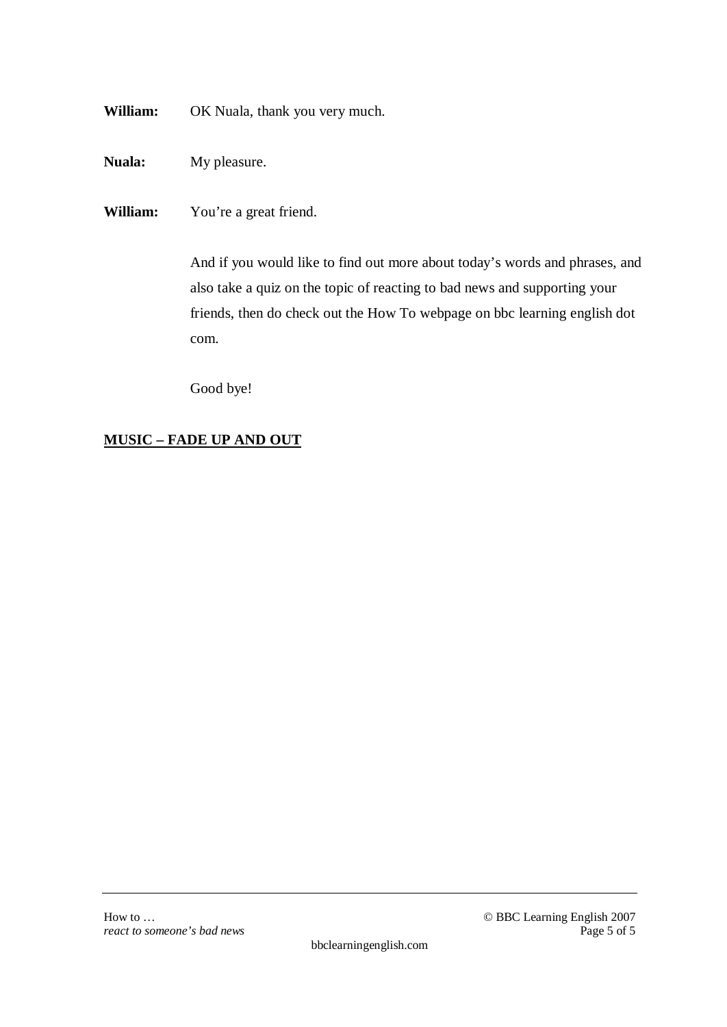**William:** OK Nuala, thank you very much.

**Nuala:** My pleasure.

**William:** You're a great friend.

And if you would like to find out more about today's words and phrases, and also take a quiz on the topic of reacting to bad news and supporting your friends, then do check out the How To webpage on bbc learning english dot com.

Good bye!

**MUSIC – FADE UP AND OUT**